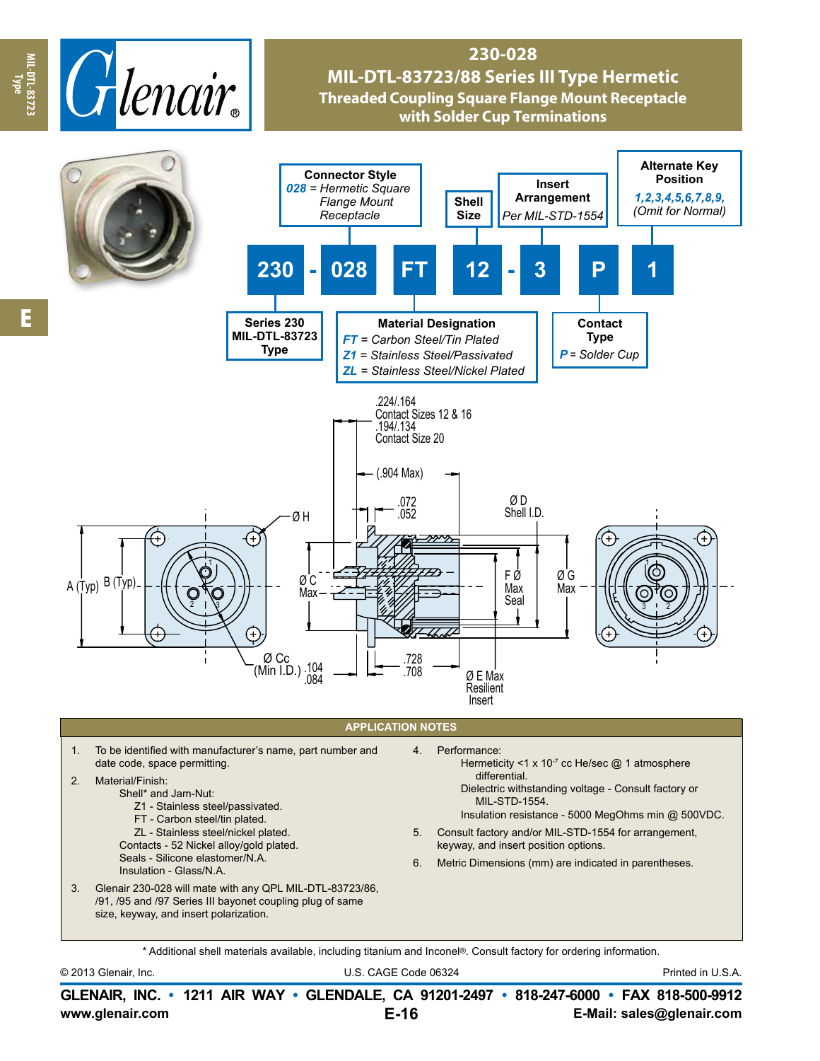# 230-028

## MIL-DTL-83723/88 Series III Type Hermetic

### Threaded Coupling Square Flange Mount Receptacle with Solder Cup Terminations

**230 - 028 FT 12 - 3 P 1**

- **Series 230 MIL-DTL-83723 Type**
- **Connector Style**
  - *028* = Hermetic Square Flange Mount Receptacle
- **Material Designation**
  - *FT* = Carbon Steel/Tin Plated
  - *Z1* = Stainless Steel/Passivated
  - *ZL* = Stainless Steel/Nickel Plated
- **Shell Size**
- **Insert Arrangement**
  - Per MIL-STD-1554
- **Contact Type**
  - *P* = Solder Cup
- **Alternate Key Position**
  - *1,2,3,4,5,6,7,8,9,*
  - (Omit for Normal)

.224/.164 Contact Sizes 12 & 16
.194/.134 Contact Size 20
(.904 Max)
.072/.052
Ø D Shell I.D.
Ø H
A (Typ) B (Typ)
Ø C Max
F Ø Max Seal
Ø G Max
Ø Cc (Min I.D.)
.104/.084
.728/.708
Ø E Max Resilient Insert

## APPLICATION NOTES

1. To be identified with manufacturer's name, part number and date code, space permitting.
2. Material/Finish:
   - Shell* and Jam-Nut:
     - Z1 - Stainless steel/passivated.
     - FT - Carbon steel/tin plated.
     - ZL - Stainless steel/nickel plated.
   - Contacts - 52 Nickel alloy/gold plated.
   - Seals - Silicone elastomer/N.A.
   - Insulation - Glass/N.A.
3. Glenair 230-028 will mate with any QPL MIL-DTL-83723/86, /91, /95 and /97 Series III bayonet coupling plug of same size, keyway, and insert polarization.
4. Performance:
   - Hermeticity <1 x $10^{-7}$ cc He/sec @ 1 atmosphere differential.
   - Dielectric withstanding voltage - Consult factory or MIL-STD-1554.
   - Insulation resistance - 5000 MegOhms min @ 500VDC.
5. Consult factory and/or MIL-STD-1554 for arrangement, keyway, and insert position options.
6. Metric Dimensions (mm) are indicated in parentheses.

* Additional shell materials available, including titanium and Inconel®. Consult factory for ordering information.

© 2013 Glenair, Inc. U.S. CAGE Code 06324 Printed in U.S.A.

**GLENAIR, INC. • 1211 AIR WAY • GLENDALE, CA 91201-2497 • 818-247-6000 • FAX 818-500-9912**
**www.glenair.com** **E-Mail: sales@glenair.com**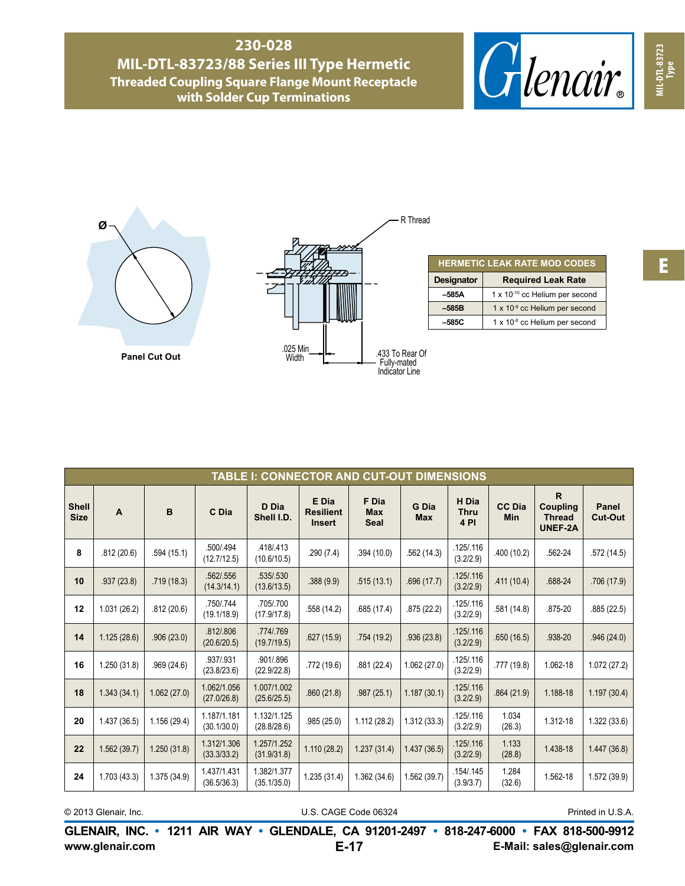# 230-028

## MIL-DTL-83723/88 Series III Type Hermetic

### Threaded Coupling Square Flange Mount Receptacle with Solder Cup Terminations

Ø

Panel Cut Out

R Thread

.025 Min Width

.433 To Rear Of Fully-mated Indicator Line

| HERMETIC LEAK RATE MOD CODES | |
|---|---|
| **Designator** | **Required Leak Rate** |
| –585A | 1 x $10^{-10}$ cc Helium per second |
| –585B | 1 x $10^{-9}$ cc Helium per second |
| –585C | 1 x $10^{-8}$ cc Helium per second |

**TABLE I: CONNECTOR AND CUT-OUT DIMENSIONS**

| Shell Size | A | B | C Dia | D Dia Shell I.D. | E Dia Resilient Insert | F Dia Max Seal | G Dia Max | H Dia Thru 4 Pl | CC Dia Min | R Coupling Thread UNEF-2A | Panel Cut-Out |
|---|---|---|---|---|---|---|---|---|---|---|---|
| 8 | .812 (20.6) | .594 (15.1) | .500/.494 (12.7/12.5) | .418/.413 (10.6/10.5) | .290 (7.4) | .394 (10.0) | .562 (14.3) | .125/.116 (3.2/2.9) | .400 (10.2) | .562-24 | .572 (14.5) |
| 10 | .937 (23.8) | .719 (18.3) | .562/.556 (14.3/14.1) | .535/.530 (13.6/13.5) | .388 (9.9) | .515 (13.1) | .696 (17.7) | .125/.116 (3.2/2.9) | .411 (10.4) | .688-24 | .706 (17.9) |
| 12 | 1.031 (26.2) | .812 (20.6) | .750/.744 (19.1/18.9) | .705/.700 (17.9/17.8) | .558 (14.2) | .685 (17.4) | .875 (22.2) | .125/.116 (3.2/2.9) | .581 (14.8) | .875-20 | .885 (22.5) |
| 14 | 1.125 (28.6) | .906 (23.0) | .812/.806 (20.6/20.5) | .774/.769 (19.7/19.5) | .627 (15.9) | .754 (19.2) | .936 (23.8) | .125/.116 (3.2/2.9) | .650 (16.5) | .938-20 | .946 (24.0) |
| 16 | 1.250 (31.8) | .969 (24.6) | .937/.931 (23.8/23.6) | .901/.896 (22.9/22.8) | .772 (19.6) | .881 (22.4) | 1.062 (27.0) | .125/.116 (3.2/2.9) | .777 (19.8) | 1.062-18 | 1.072 (27.2) |
| 18 | 1.343 (34.1) | 1.062 (27.0) | 1.062/1.056 (27.0/26.8) | 1.007/1.002 (25.6/25.5) | .860 (21.8) | .987 (25.1) | 1.187 (30.1) | .125/.116 (3.2/2.9) | .864 (21.9) | 1.188-18 | 1.197 (30.4) |
| 20 | 1.437 (36.5) | 1.156 (29.4) | 1.187/1.181 (30.1/30.0) | 1.132/1.125 (28.8/28.6) | .985 (25.0) | 1.112 (28.2) | 1.312 (33.3) | .125/.116 (3.2/2.9) | 1.034 (26.3) | 1.312-18 | 1.322 (33.6) |
| 22 | 1.562 (39.7) | 1.250 (31.8) | 1.312/1.306 (33.3/33.2) | 1.257/1.252 (31.9/31.8) | 1.110 (28.2) | 1.237 (31.4) | 1.437 (36.5) | .125/.116 (3.2/2.9) | 1.133 (28.8) | 1.438-18 | 1.447 (36.8) |
| 24 | 1.703 (43.3) | 1.375 (34.9) | 1.437/1.431 (36.5/36.3) | 1.382/1.377 (35.1/35.0) | 1.235 (31.4) | 1.362 (34.6) | 1.562 (39.7) | .154/.145 (3.9/3.7) | 1.284 (32.6) | 1.562-18 | 1.572 (39.9) |

© 2013 Glenair, Inc. U.S. CAGE Code 06324 Printed in U.S.A.

**GLENAIR, INC. • 1211 AIR WAY • GLENDALE, CA 91201-2497 • 818-247-6000 • FAX 818-500-9912**

**www.glenair.com** **E-Mail: sales@glenair.com**